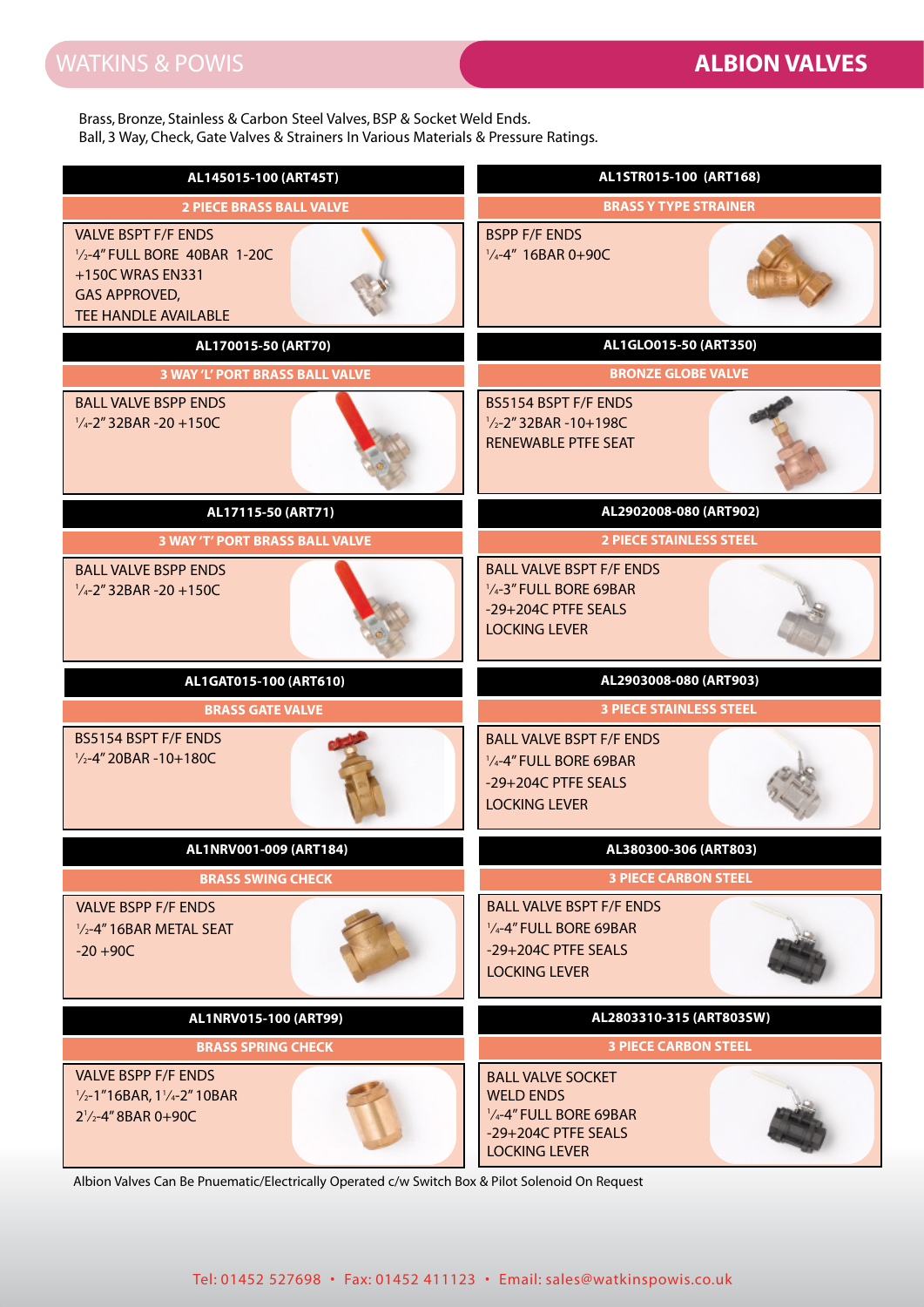# WATKINS & POWIS — ALBION VALVES

Brass, Bronze, Stainless & Carbon Steel Valves, BSP & Socket Weld Ends.
Ball, 3 Way, Check, Gate Valves & Strainers In Various Materials & Pressure Ratings.

### AL145015-100 (ART45T)
**2 PIECE BRASS BALL VALVE**

VALVE BSPT F/F ENDS
½-4" FULL BORE 40BAR 1-20C
+150C WRAS EN331
GAS APPROVED,
TEE HANDLE AVAILABLE

### AL170015-50 (ART70)
**3 WAY 'L' PORT BRASS BALL VALVE**

BALL VALVE BSPP ENDS
¼-2" 32BAR -20 +150C

### AL17115-50 (ART71)
**3 WAY 'T' PORT BRASS BALL VALVE**

BALL VALVE BSPP ENDS
¼-2" 32BAR -20 +150C

### AL1GAT015-100 (ART610)
**BRASS GATE VALVE**

BS5154 BSPT F/F ENDS
½-4" 20BAR -10+180C

### AL1NRV001-009 (ART184)
**BRASS SWING CHECK**

VALVE BSPP F/F ENDS
½-4" 16BAR METAL SEAT
-20 +90C

### AL1NRV015-100 (ART99)
**BRASS SPRING CHECK**

VALVE BSPP F/F ENDS
½-1"16BAR, 1¼-2" 10BAR
2½-4" 8BAR 0+90C

### AL1STR015-100 (ART168)
**BRASS Y TYPE STRAINER**

BSPP F/F ENDS
¼-4" 16BAR 0+90C

### AL1GLO015-50 (ART350)
**BRONZE GLOBE VALVE**

BS5154 BSPT F/F ENDS
½-2" 32BAR -10+198C
RENEWABLE PTFE SEAT

### AL2902008-080 (ART902)
**2 PIECE STAINLESS STEEL**

BALL VALVE BSPT F/F ENDS
¼-3" FULL BORE 69BAR
-29+204C PTFE SEALS
LOCKING LEVER

### AL2903008-080 (ART903)
**3 PIECE STAINLESS STEEL**

BALL VALVE BSPT F/F ENDS
¼-4" FULL BORE 69BAR
-29+204C PTFE SEALS
LOCKING LEVER

### AL380300-306 (ART803)
**3 PIECE CARBON STEEL**

BALL VALVE BSPT F/F ENDS
¼-4" FULL BORE 69BAR
-29+204C PTFE SEALS
LOCKING LEVER

### AL2803310-315 (ART803SW)
**3 PIECE CARBON STEEL**

BALL VALVE SOCKET
WELD ENDS
¼-4" FULL BORE 69BAR
-29+204C PTFE SEALS
LOCKING LEVER

Albion Valves Can Be Pnuematic/Electrically Operated c/w Switch Box & Pilot Solenoid On Request

Tel: 01452 527698 • Fax: 01452 411123 • Email: sales@watkinspowis.co.uk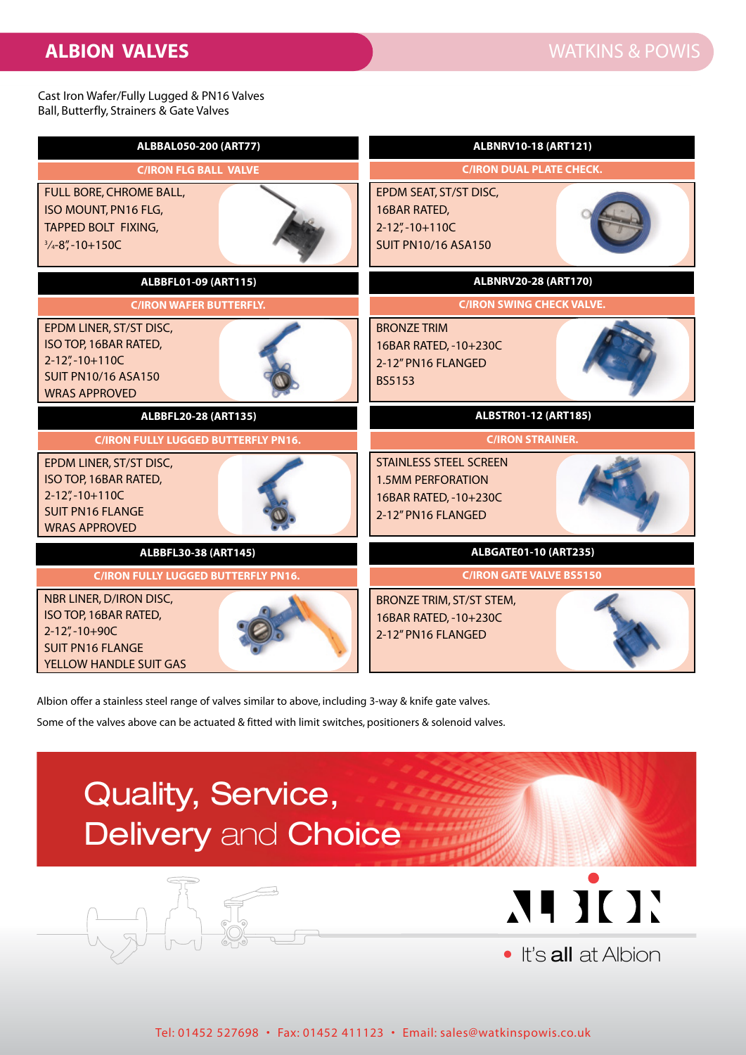# ALBION VALVES

Cast Iron Wafer/Fully Lugged & PN16 Valves
Ball, Butterfly, Strainers & Gate Valves

### ALBBAL050-200 (ART77)

**C/IRON FLG BALL VALVE**

FULL BORE, CHROME BALL,
ISO MOUNT, PN16 FLG,
TAPPED BOLT FIXING,
¾-8",-10+150C

### ALBNRV10-18 (ART121)

**C/IRON DUAL PLATE CHECK.**

EPDM SEAT, ST/ST DISC,
16BAR RATED,
2-12",-10+110C
SUIT PN10/16 ASA150

### ALBBFL01-09 (ART115)

**C/IRON WAFER BUTTERFLY.**

EPDM LINER, ST/ST DISC,
ISO TOP, 16BAR RATED,
2-12",-10+110C
SUIT PN10/16 ASA150
WRAS APPROVED

### ALBNRV20-28 (ART170)

**C/IRON SWING CHECK VALVE.**

BRONZE TRIM
16BAR RATED, -10+230C
2-12" PN16 FLANGED
BS5153

### ALBBFL20-28 (ART135)

**C/IRON FULLY LUGGED BUTTERFLY PN16.**

EPDM LINER, ST/ST DISC,
ISO TOP, 16BAR RATED,
2-12",-10+110C
SUIT PN16 FLANGE
WRAS APPROVED

### ALBSTR01-12 (ART185)

**C/IRON STRAINER.**

STAINLESS STEEL SCREEN
1.5MM PERFORATION
16BAR RATED, -10+230C
2-12" PN16 FLANGED

### ALBBFL30-38 (ART145)

**C/IRON FULLY LUGGED BUTTERFLY PN16.**

NBR LINER, D/IRON DISC,
ISO TOP, 16BAR RATED,
2-12",-10+90C
SUIT PN16 FLANGE
YELLOW HANDLE SUIT GAS

### ALBGATE01-10 (ART235)

**C/IRON GATE VALVE BS5150**

BRONZE TRIM, ST/ST STEM,
16BAR RATED, -10+230C
2-12" PN16 FLANGED

Albion offer a stainless steel range of valves similar to above, including 3-way & knife gate valves.

Some of the valves above can be actuated & fitted with limit switches, positioners & solenoid valves.

## Quality, Service, Delivery and Choice

ALBION

• It's all at Albion

Tel: 01452 527698 • Fax: 01452 411123 • Email: sales@watkinspowis.co.uk